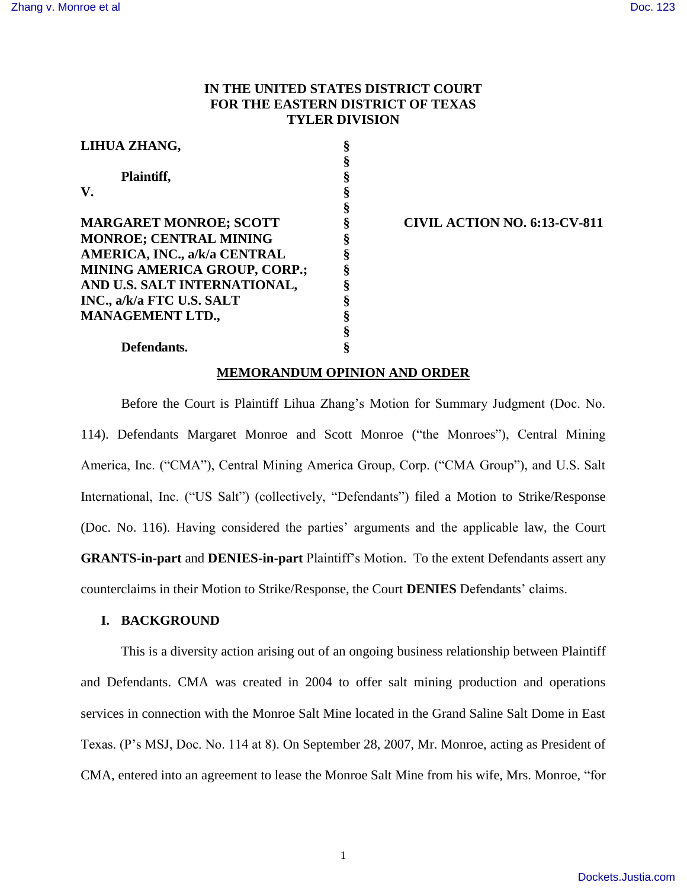**IN THE UNITED STATES DISTRICT COURT**
**FOR THE EASTERN DISTRICT OF TEXAS**
**TYLER DIVISION**

| | | |
|---|---|---|
| **LIHUA ZHANG,** | § | |
| | § | |
| **Plaintiff,** | § | |
| **V.** | § | |
| | § | |
| **MARGARET MONROE; SCOTT MONROE; CENTRAL MINING AMERICA, INC., a/k/a CENTRAL MINING AMERICA GROUP, CORP.; AND U.S. SALT INTERNATIONAL, INC., a/k/a FTC U.S. SALT MANAGEMENT LTD.,** | § | **CIVIL ACTION NO. 6:13-CV-811** |
| | § | |
| **Defendants.** | § | |

**MEMORANDUM OPINION AND ORDER**

Before the Court is Plaintiff Lihua Zhang's Motion for Summary Judgment (Doc. No. 114). Defendants Margaret Monroe and Scott Monroe ("the Monroes"), Central Mining America, Inc. ("CMA"), Central Mining America Group, Corp. ("CMA Group"), and U.S. Salt International, Inc. ("US Salt") (collectively, "Defendants") filed a Motion to Strike/Response (Doc. No. 116). Having considered the parties' arguments and the applicable law, the Court **GRANTS-in-part** and **DENIES-in-part** Plaintiff's Motion. To the extent Defendants assert any counterclaims in their Motion to Strike/Response, the Court **DENIES** Defendants' claims.

## I. BACKGROUND

This is a diversity action arising out of an ongoing business relationship between Plaintiff and Defendants. CMA was created in 2004 to offer salt mining production and operations services in connection with the Monroe Salt Mine located in the Grand Saline Salt Dome in East Texas. (P's MSJ, Doc. No. 114 at 8). On September 28, 2007, Mr. Monroe, acting as President of CMA, entered into an agreement to lease the Monroe Salt Mine from his wife, Mrs. Monroe, "for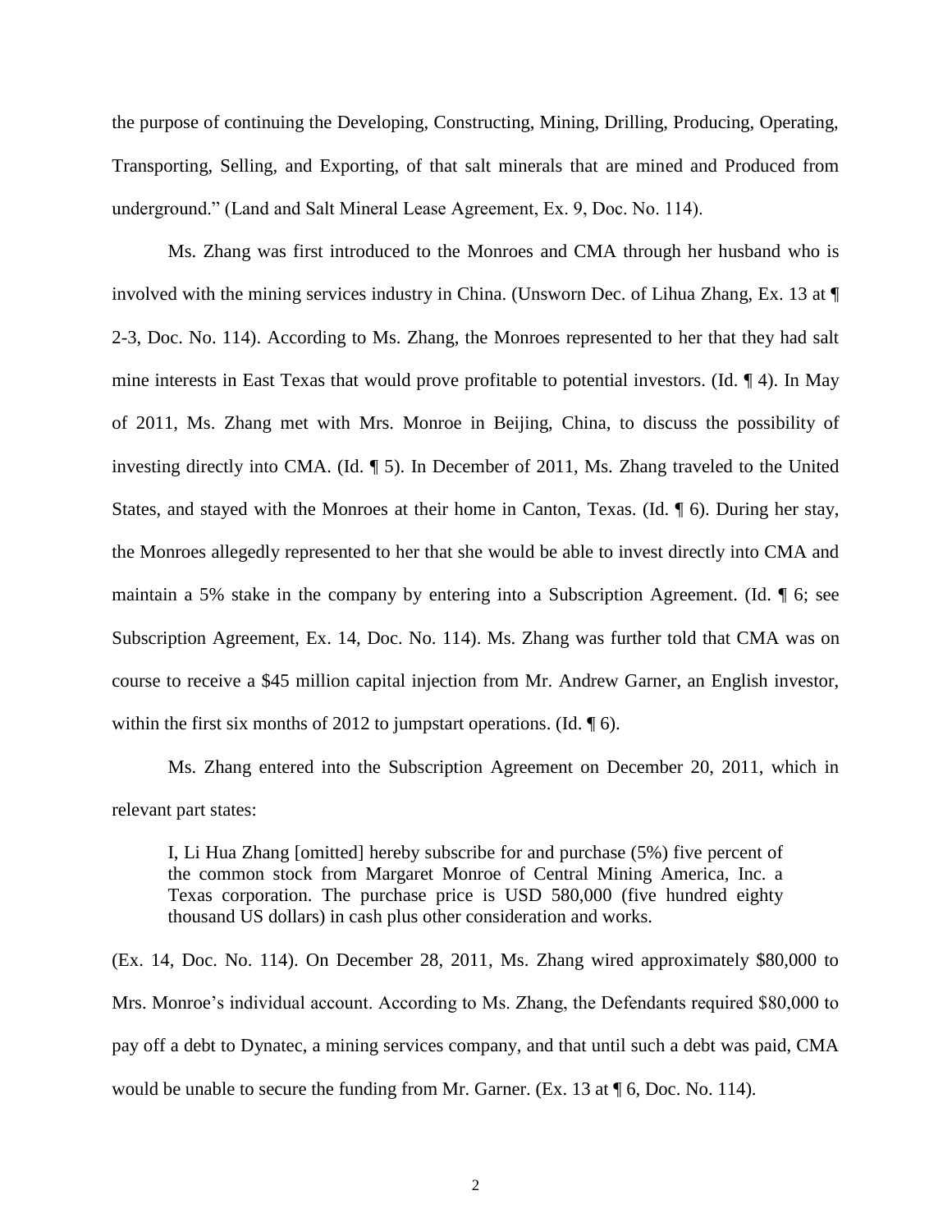the purpose of continuing the Developing, Constructing, Mining, Drilling, Producing, Operating, Transporting, Selling, and Exporting, of that salt minerals that are mined and Produced from underground." (Land and Salt Mineral Lease Agreement, Ex. 9, Doc. No. 114).

Ms. Zhang was first introduced to the Monroes and CMA through her husband who is involved with the mining services industry in China. (Unsworn Dec. of Lihua Zhang, Ex. 13 at ¶ 2-3, Doc. No. 114). According to Ms. Zhang, the Monroes represented to her that they had salt mine interests in East Texas that would prove profitable to potential investors. (Id. ¶ 4). In May of 2011, Ms. Zhang met with Mrs. Monroe in Beijing, China, to discuss the possibility of investing directly into CMA. (Id. ¶ 5). In December of 2011, Ms. Zhang traveled to the United States, and stayed with the Monroes at their home in Canton, Texas. (Id. ¶ 6). During her stay, the Monroes allegedly represented to her that she would be able to invest directly into CMA and maintain a 5% stake in the company by entering into a Subscription Agreement. (Id. ¶ 6; see Subscription Agreement, Ex. 14, Doc. No. 114). Ms. Zhang was further told that CMA was on course to receive a $45 million capital injection from Mr. Andrew Garner, an English investor, within the first six months of 2012 to jumpstart operations. (Id. ¶ 6).

Ms. Zhang entered into the Subscription Agreement on December 20, 2011, which in relevant part states:

> I, Li Hua Zhang [omitted] hereby subscribe for and purchase (5%) five percent of the common stock from Margaret Monroe of Central Mining America, Inc. a Texas corporation. The purchase price is USD 580,000 (five hundred eighty thousand US dollars) in cash plus other consideration and works.

(Ex. 14, Doc. No. 114). On December 28, 2011, Ms. Zhang wired approximately $80,000 to Mrs. Monroe's individual account. According to Ms. Zhang, the Defendants required $80,000 to pay off a debt to Dynatec, a mining services company, and that until such a debt was paid, CMA would be unable to secure the funding from Mr. Garner. (Ex. 13 at ¶ 6, Doc. No. 114).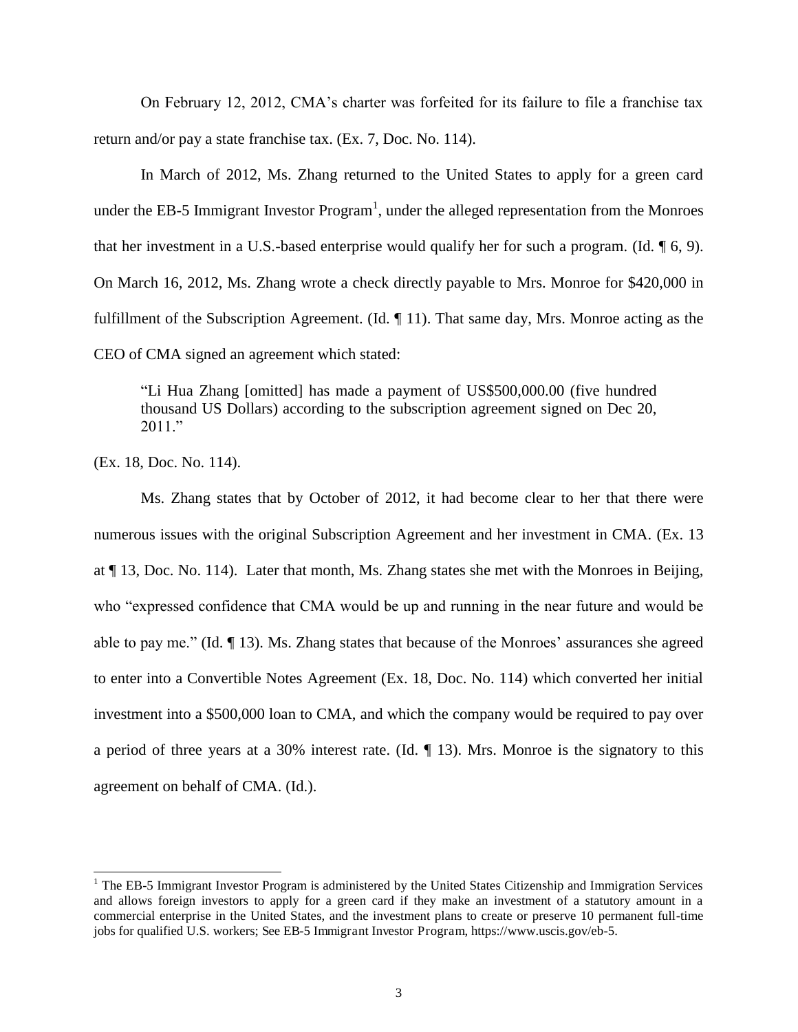On February 12, 2012, CMA's charter was forfeited for its failure to file a franchise tax return and/or pay a state franchise tax. (Ex. 7, Doc. No. 114).

In March of 2012, Ms. Zhang returned to the United States to apply for a green card under the EB-5 Immigrant Investor Program[1], under the alleged representation from the Monroes that her investment in a U.S.-based enterprise would qualify her for such a program. (Id. ¶ 6, 9). On March 16, 2012, Ms. Zhang wrote a check directly payable to Mrs. Monroe for $420,000 in fulfillment of the Subscription Agreement. (Id. ¶ 11). That same day, Mrs. Monroe acting as the CEO of CMA signed an agreement which stated:

> "Li Hua Zhang [omitted] has made a payment of US$500,000.00 (five hundred thousand US Dollars) according to the subscription agreement signed on Dec 20, 2011."

(Ex. 18, Doc. No. 114).

Ms. Zhang states that by October of 2012, it had become clear to her that there were numerous issues with the original Subscription Agreement and her investment in CMA. (Ex. 13 at ¶ 13, Doc. No. 114). Later that month, Ms. Zhang states she met with the Monroes in Beijing, who "expressed confidence that CMA would be up and running in the near future and would be able to pay me." (Id. ¶ 13). Ms. Zhang states that because of the Monroes' assurances she agreed to enter into a Convertible Notes Agreement (Ex. 18, Doc. No. 114) which converted her initial investment into a $500,000 loan to CMA, and which the company would be required to pay over a period of three years at a 30% interest rate. (Id. ¶ 13). Mrs. Monroe is the signatory to this agreement on behalf of CMA. (Id.).

---

[1] The EB-5 Immigrant Investor Program is administered by the United States Citizenship and Immigration Services and allows foreign investors to apply for a green card if they make an investment of a statutory amount in a commercial enterprise in the United States, and the investment plans to create or preserve 10 permanent full-time jobs for qualified U.S. workers; See EB-5 Immigrant Investor Program, https://www.uscis.gov/eb-5.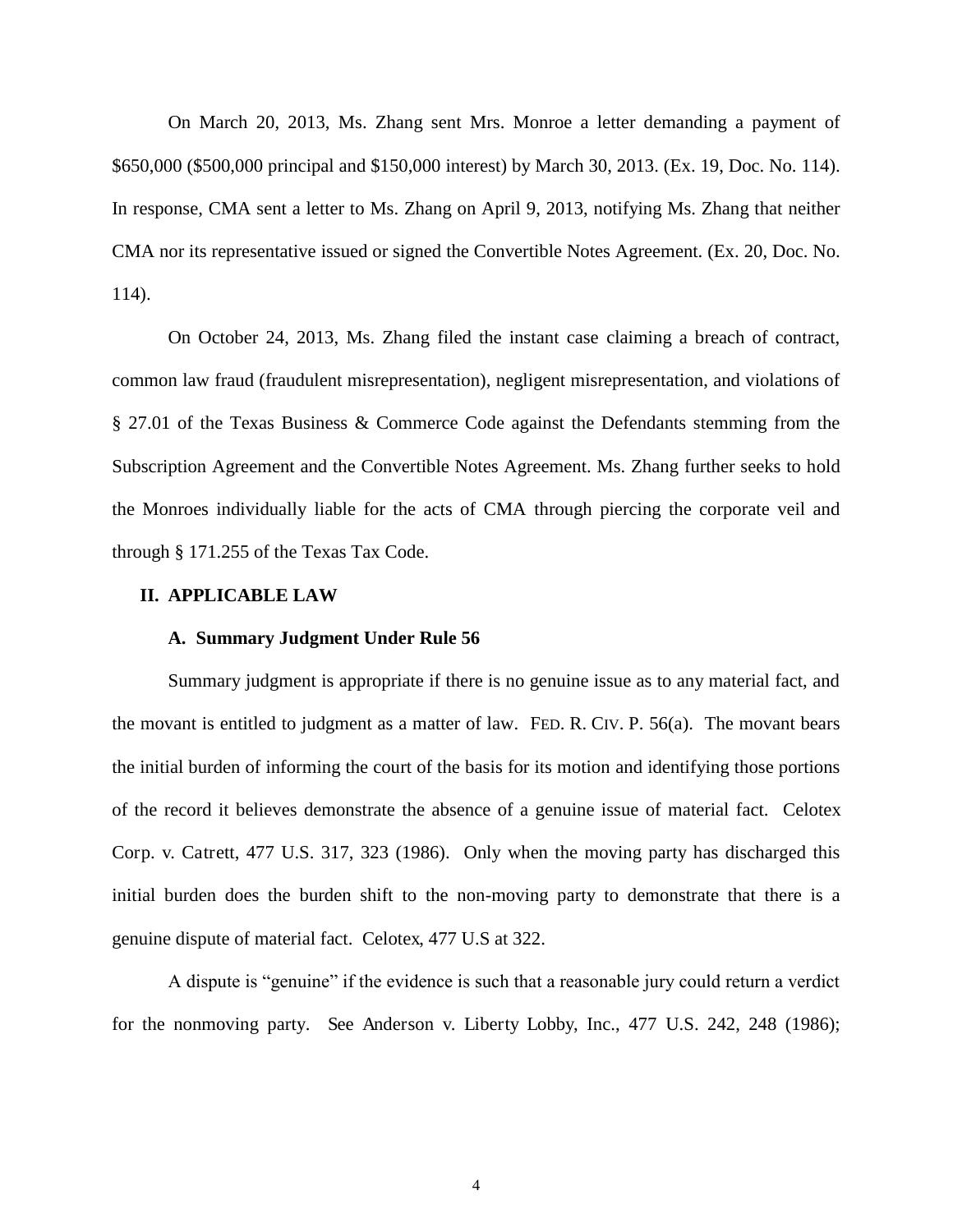On March 20, 2013, Ms. Zhang sent Mrs. Monroe a letter demanding a payment of $650,000 ($500,000 principal and $150,000 interest) by March 30, 2013. (Ex. 19, Doc. No. 114). In response, CMA sent a letter to Ms. Zhang on April 9, 2013, notifying Ms. Zhang that neither CMA nor its representative issued or signed the Convertible Notes Agreement. (Ex. 20, Doc. No. 114).

On October 24, 2013, Ms. Zhang filed the instant case claiming a breach of contract, common law fraud (fraudulent misrepresentation), negligent misrepresentation, and violations of § 27.01 of the Texas Business & Commerce Code against the Defendants stemming from the Subscription Agreement and the Convertible Notes Agreement. Ms. Zhang further seeks to hold the Monroes individually liable for the acts of CMA through piercing the corporate veil and through § 171.255 of the Texas Tax Code.

## II. APPLICABLE LAW

### A. Summary Judgment Under Rule 56

Summary judgment is appropriate if there is no genuine issue as to any material fact, and the movant is entitled to judgment as a matter of law. FED. R. CIV. P. 56(a). The movant bears the initial burden of informing the court of the basis for its motion and identifying those portions of the record it believes demonstrate the absence of a genuine issue of material fact. Celotex Corp. v. Catrett, 477 U.S. 317, 323 (1986). Only when the moving party has discharged this initial burden does the burden shift to the non-moving party to demonstrate that there is a genuine dispute of material fact. Celotex, 477 U.S at 322.

A dispute is "genuine" if the evidence is such that a reasonable jury could return a verdict for the nonmoving party. See Anderson v. Liberty Lobby, Inc., 477 U.S. 242, 248 (1986);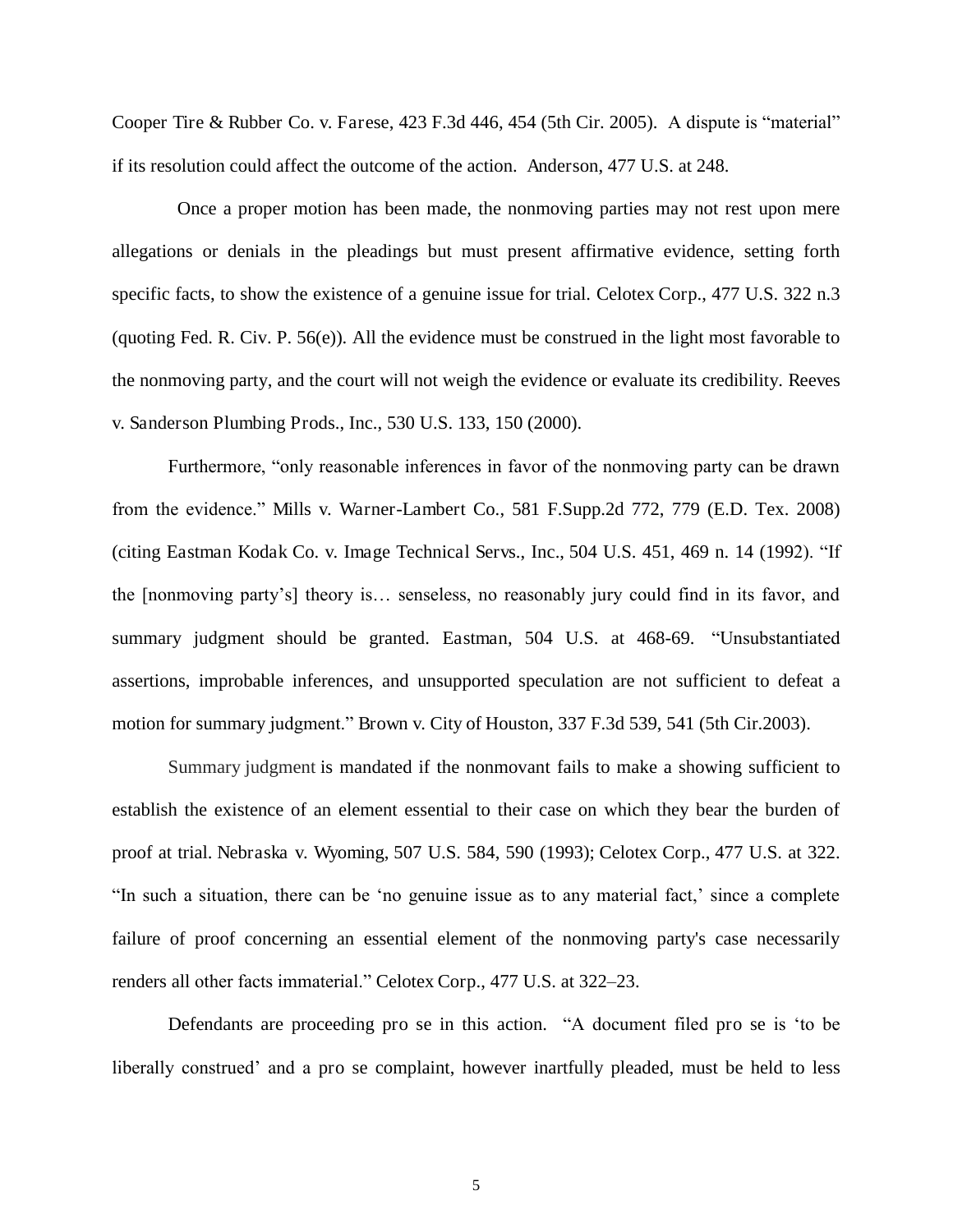Cooper Tire & Rubber Co. v. Farese, 423 F.3d 446, 454 (5th Cir. 2005). A dispute is "material" if its resolution could affect the outcome of the action. Anderson, 477 U.S. at 248.

Once a proper motion has been made, the nonmoving parties may not rest upon mere allegations or denials in the pleadings but must present affirmative evidence, setting forth specific facts, to show the existence of a genuine issue for trial. Celotex Corp., 477 U.S. 322 n.3 (quoting Fed. R. Civ. P. 56(e)). All the evidence must be construed in the light most favorable to the nonmoving party, and the court will not weigh the evidence or evaluate its credibility. Reeves v. Sanderson Plumbing Prods., Inc., 530 U.S. 133, 150 (2000).

Furthermore, "only reasonable inferences in favor of the nonmoving party can be drawn from the evidence." Mills v. Warner-Lambert Co., 581 F.Supp.2d 772, 779 (E.D. Tex. 2008) (citing Eastman Kodak Co. v. Image Technical Servs., Inc., 504 U.S. 451, 469 n. 14 (1992). "If the [nonmoving party's] theory is… senseless, no reasonably jury could find in its favor, and summary judgment should be granted. Eastman, 504 U.S. at 468-69. "Unsubstantiated assertions, improbable inferences, and unsupported speculation are not sufficient to defeat a motion for summary judgment." Brown v. City of Houston, 337 F.3d 539, 541 (5th Cir.2003).

Summary judgment is mandated if the nonmovant fails to make a showing sufficient to establish the existence of an element essential to their case on which they bear the burden of proof at trial. Nebraska v. Wyoming, 507 U.S. 584, 590 (1993); Celotex Corp., 477 U.S. at 322. "In such a situation, there can be 'no genuine issue as to any material fact,' since a complete failure of proof concerning an essential element of the nonmoving party's case necessarily renders all other facts immaterial." Celotex Corp., 477 U.S. at 322–23.

Defendants are proceeding pro se in this action. "A document filed pro se is 'to be liberally construed' and a pro se complaint, however inartfully pleaded, must be held to less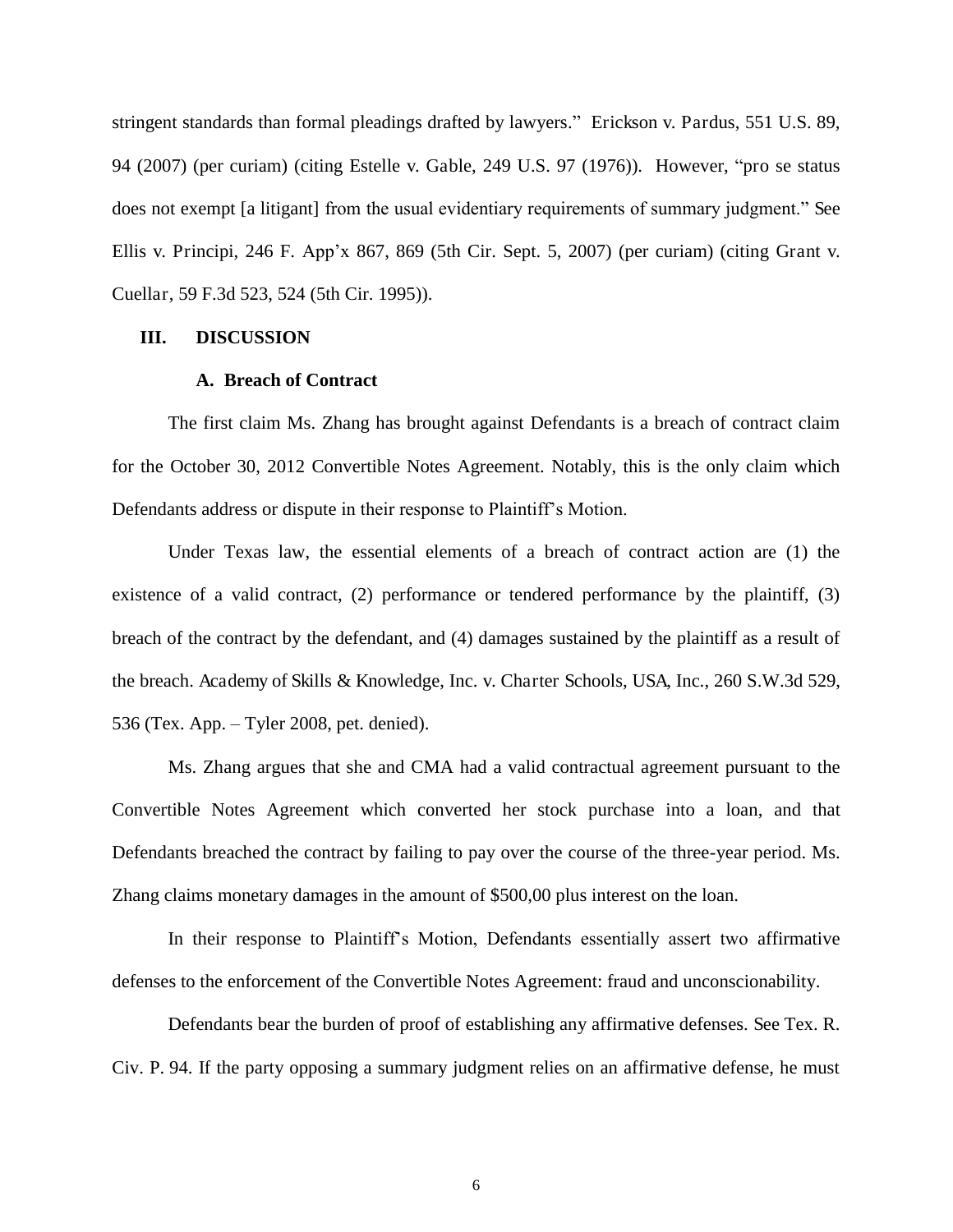stringent standards than formal pleadings drafted by lawyers." Erickson v. Pardus, 551 U.S. 89, 94 (2007) (per curiam) (citing Estelle v. Gable, 249 U.S. 97 (1976)). However, "pro se status does not exempt [a litigant] from the usual evidentiary requirements of summary judgment." See Ellis v. Principi, 246 F. App'x 867, 869 (5th Cir. Sept. 5, 2007) (per curiam) (citing Grant v. Cuellar, 59 F.3d 523, 524 (5th Cir. 1995)).

## III. DISCUSSION

### A. Breach of Contract

The first claim Ms. Zhang has brought against Defendants is a breach of contract claim for the October 30, 2012 Convertible Notes Agreement. Notably, this is the only claim which Defendants address or dispute in their response to Plaintiff's Motion.

Under Texas law, the essential elements of a breach of contract action are (1) the existence of a valid contract, (2) performance or tendered performance by the plaintiff, (3) breach of the contract by the defendant, and (4) damages sustained by the plaintiff as a result of the breach. Academy of Skills & Knowledge, Inc. v. Charter Schools, USA, Inc., 260 S.W.3d 529, 536 (Tex. App. – Tyler 2008, pet. denied).

Ms. Zhang argues that she and CMA had a valid contractual agreement pursuant to the Convertible Notes Agreement which converted her stock purchase into a loan, and that Defendants breached the contract by failing to pay over the course of the three-year period. Ms. Zhang claims monetary damages in the amount of $500,00 plus interest on the loan.

In their response to Plaintiff's Motion, Defendants essentially assert two affirmative defenses to the enforcement of the Convertible Notes Agreement: fraud and unconscionability.

Defendants bear the burden of proof of establishing any affirmative defenses. See Tex. R. Civ. P. 94. If the party opposing a summary judgment relies on an affirmative defense, he must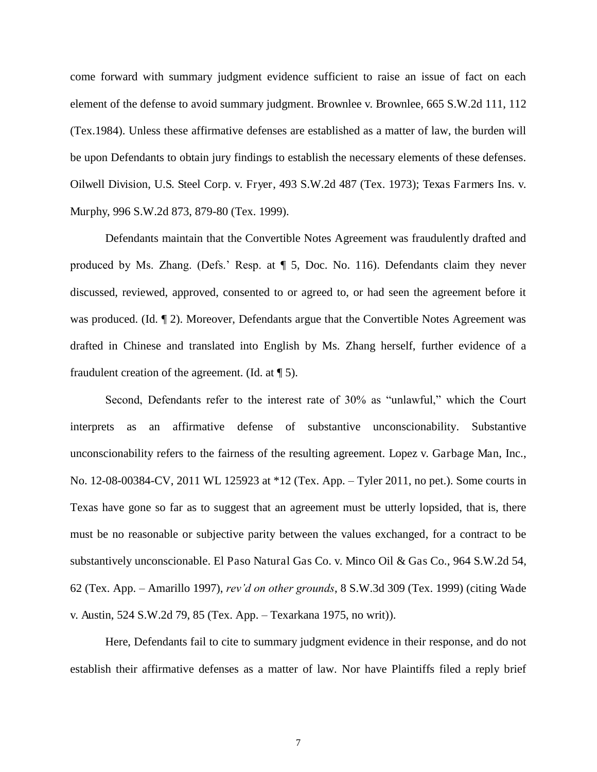come forward with summary judgment evidence sufficient to raise an issue of fact on each element of the defense to avoid summary judgment. Brownlee v. Brownlee, 665 S.W.2d 111, 112 (Tex.1984). Unless these affirmative defenses are established as a matter of law, the burden will be upon Defendants to obtain jury findings to establish the necessary elements of these defenses. Oilwell Division, U.S. Steel Corp. v. Fryer, 493 S.W.2d 487 (Tex. 1973); Texas Farmers Ins. v. Murphy, 996 S.W.2d 873, 879-80 (Tex. 1999).

Defendants maintain that the Convertible Notes Agreement was fraudulently drafted and produced by Ms. Zhang. (Defs.' Resp. at ¶ 5, Doc. No. 116). Defendants claim they never discussed, reviewed, approved, consented to or agreed to, or had seen the agreement before it was produced. (Id. ¶ 2). Moreover, Defendants argue that the Convertible Notes Agreement was drafted in Chinese and translated into English by Ms. Zhang herself, further evidence of a fraudulent creation of the agreement. (Id. at ¶ 5).

Second, Defendants refer to the interest rate of 30% as "unlawful," which the Court interprets as an affirmative defense of substantive unconscionability. Substantive unconscionability refers to the fairness of the resulting agreement. Lopez v. Garbage Man, Inc., No. 12-08-00384-CV, 2011 WL 125923 at *12 (Tex. App. – Tyler 2011, no pet.). Some courts in Texas have gone so far as to suggest that an agreement must be utterly lopsided, that is, there must be no reasonable or subjective parity between the values exchanged, for a contract to be substantively unconscionable. El Paso Natural Gas Co. v. Minco Oil & Gas Co., 964 S.W.2d 54, 62 (Tex. App. – Amarillo 1997), *rev'd on other grounds*, 8 S.W.3d 309 (Tex. 1999) (citing Wade v. Austin, 524 S.W.2d 79, 85 (Tex. App. – Texarkana 1975, no writ)).

Here, Defendants fail to cite to summary judgment evidence in their response, and do not establish their affirmative defenses as a matter of law. Nor have Plaintiffs filed a reply brief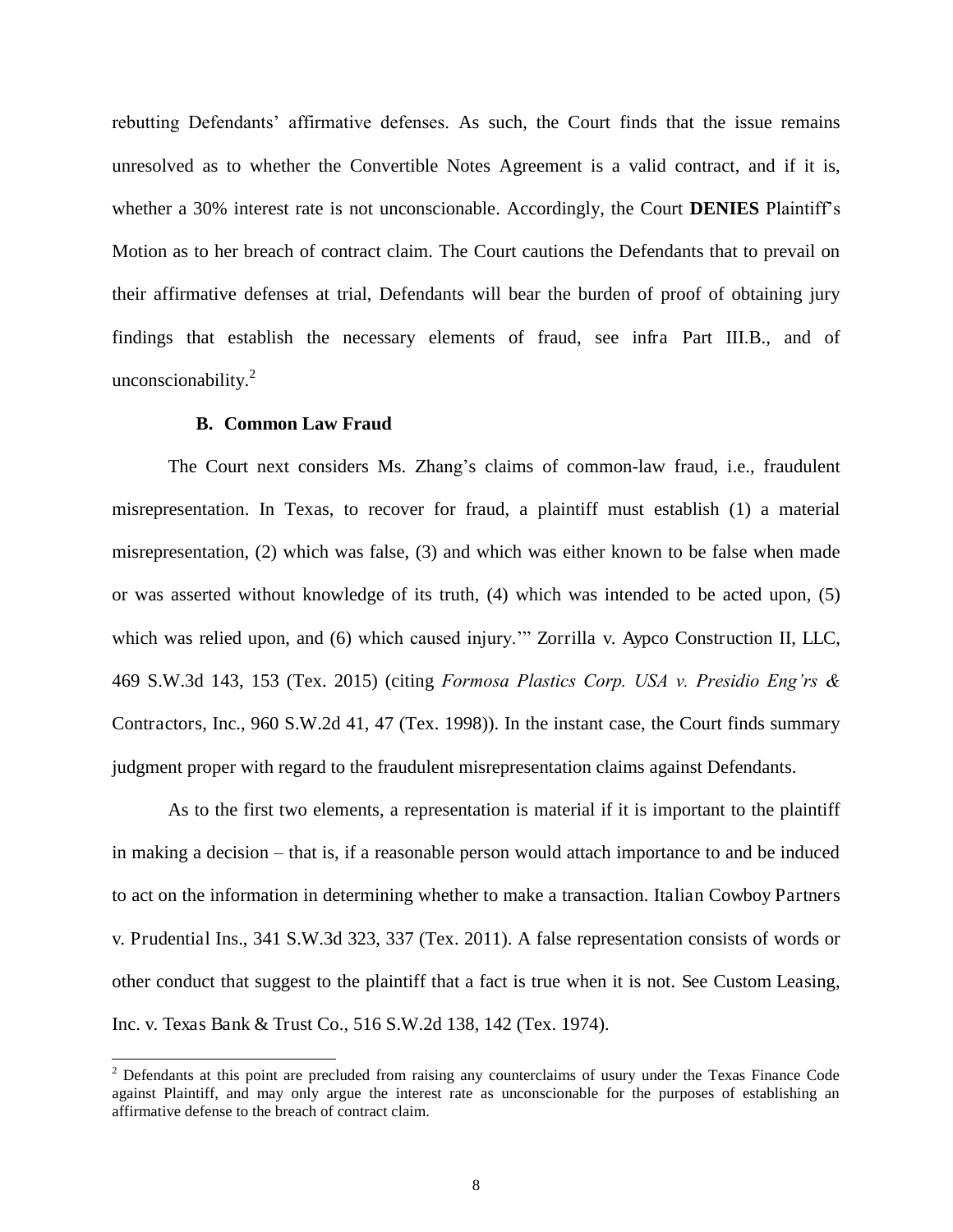rebutting Defendants' affirmative defenses. As such, the Court finds that the issue remains unresolved as to whether the Convertible Notes Agreement is a valid contract, and if it is, whether a 30% interest rate is not unconscionable. Accordingly, the Court **DENIES** Plaintiff's Motion as to her breach of contract claim. The Court cautions the Defendants that to prevail on their affirmative defenses at trial, Defendants will bear the burden of proof of obtaining jury findings that establish the necessary elements of fraud, see infra Part III.B., and of unconscionability.[2]

### B. Common Law Fraud

The Court next considers Ms. Zhang's claims of common-law fraud, i.e., fraudulent misrepresentation. In Texas, to recover for fraud, a plaintiff must establish (1) a material misrepresentation, (2) which was false, (3) and which was either known to be false when made or was asserted without knowledge of its truth, (4) which was intended to be acted upon, (5) which was relied upon, and (6) which caused injury.'" Zorrilla v. Aypco Construction II, LLC, 469 S.W.3d 143, 153 (Tex. 2015) (citing *Formosa Plastics Corp. USA v. Presidio Eng'rs &* Contractors, Inc., 960 S.W.2d 41, 47 (Tex. 1998)). In the instant case, the Court finds summary judgment proper with regard to the fraudulent misrepresentation claims against Defendants.

As to the first two elements, a representation is material if it is important to the plaintiff in making a decision – that is, if a reasonable person would attach importance to and be induced to act on the information in determining whether to make a transaction. Italian Cowboy Partners v. Prudential Ins., 341 S.W.3d 323, 337 (Tex. 2011). A false representation consists of words or other conduct that suggest to the plaintiff that a fact is true when it is not. See Custom Leasing, Inc. v. Texas Bank & Trust Co., 516 S.W.2d 138, 142 (Tex. 1974).

---

[2] Defendants at this point are precluded from raising any counterclaims of usury under the Texas Finance Code against Plaintiff, and may only argue the interest rate as unconscionable for the purposes of establishing an affirmative defense to the breach of contract claim.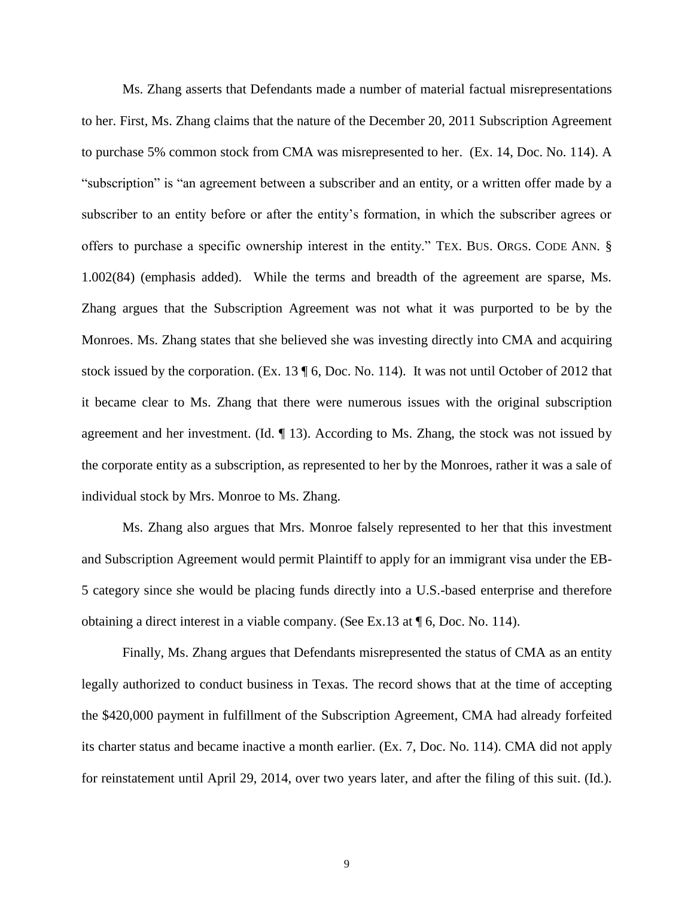Ms. Zhang asserts that Defendants made a number of material factual misrepresentations to her. First, Ms. Zhang claims that the nature of the December 20, 2011 Subscription Agreement to purchase 5% common stock from CMA was misrepresented to her. (Ex. 14, Doc. No. 114). A "subscription" is "an agreement between a subscriber and an entity, or a written offer made by a subscriber to an entity before or after the entity's formation, in which the subscriber agrees or offers to purchase a specific ownership interest in the entity." TEX. BUS. ORGS. CODE ANN. § 1.002(84) (emphasis added). While the terms and breadth of the agreement are sparse, Ms. Zhang argues that the Subscription Agreement was not what it was purported to be by the Monroes. Ms. Zhang states that she believed she was investing directly into CMA and acquiring stock issued by the corporation. (Ex. 13 ¶ 6, Doc. No. 114). It was not until October of 2012 that it became clear to Ms. Zhang that there were numerous issues with the original subscription agreement and her investment. (Id. ¶ 13). According to Ms. Zhang, the stock was not issued by the corporate entity as a subscription, as represented to her by the Monroes, rather it was a sale of individual stock by Mrs. Monroe to Ms. Zhang.

Ms. Zhang also argues that Mrs. Monroe falsely represented to her that this investment and Subscription Agreement would permit Plaintiff to apply for an immigrant visa under the EB-5 category since she would be placing funds directly into a U.S.-based enterprise and therefore obtaining a direct interest in a viable company. (See Ex.13 at ¶ 6, Doc. No. 114).

Finally, Ms. Zhang argues that Defendants misrepresented the status of CMA as an entity legally authorized to conduct business in Texas. The record shows that at the time of accepting the $420,000 payment in fulfillment of the Subscription Agreement, CMA had already forfeited its charter status and became inactive a month earlier. (Ex. 7, Doc. No. 114). CMA did not apply for reinstatement until April 29, 2014, over two years later, and after the filing of this suit. (Id.).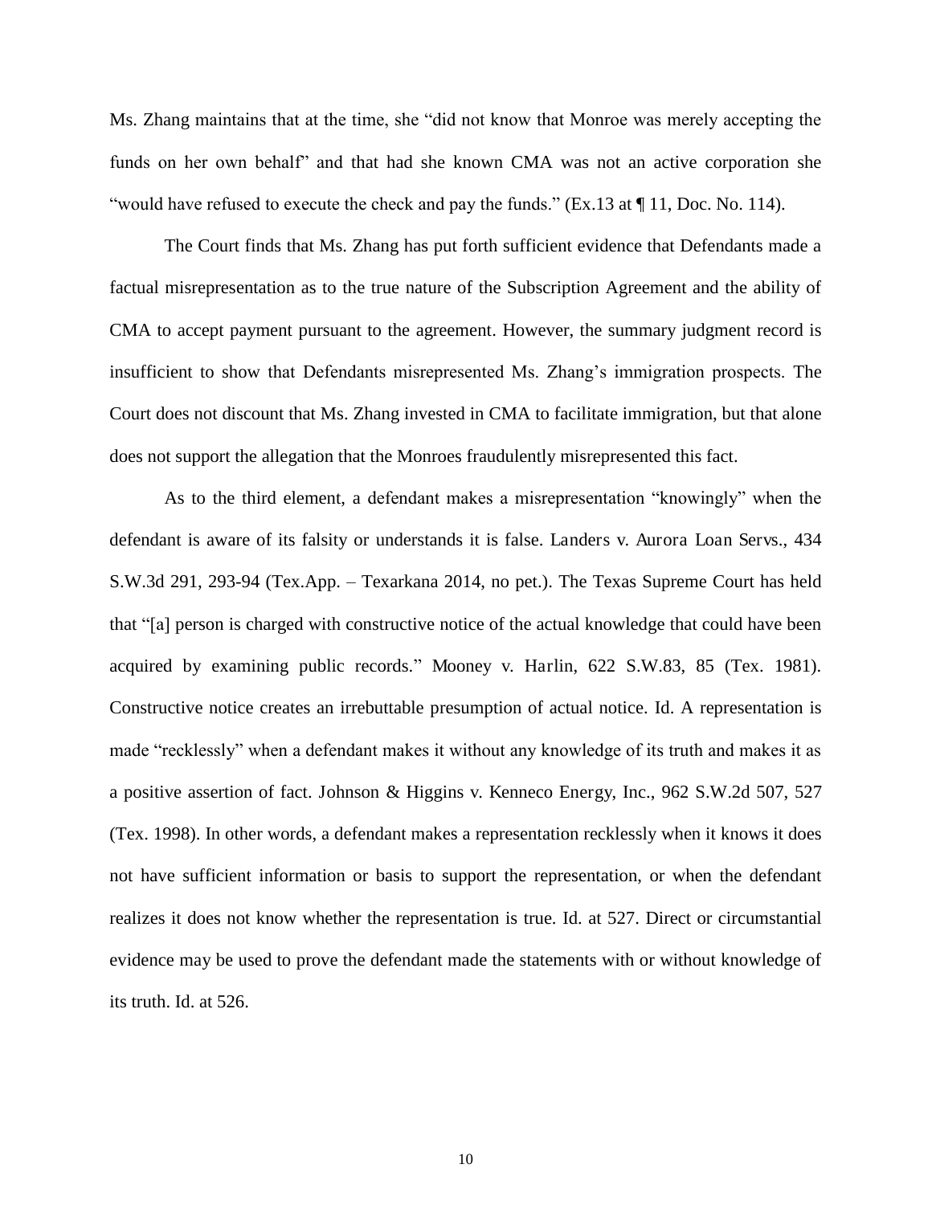Ms. Zhang maintains that at the time, she "did not know that Monroe was merely accepting the funds on her own behalf" and that had she known CMA was not an active corporation she "would have refused to execute the check and pay the funds." (Ex.13 at ¶ 11, Doc. No. 114).

The Court finds that Ms. Zhang has put forth sufficient evidence that Defendants made a factual misrepresentation as to the true nature of the Subscription Agreement and the ability of CMA to accept payment pursuant to the agreement. However, the summary judgment record is insufficient to show that Defendants misrepresented Ms. Zhang's immigration prospects. The Court does not discount that Ms. Zhang invested in CMA to facilitate immigration, but that alone does not support the allegation that the Monroes fraudulently misrepresented this fact.

As to the third element, a defendant makes a misrepresentation "knowingly" when the defendant is aware of its falsity or understands it is false. Landers v. Aurora Loan Servs., 434 S.W.3d 291, 293-94 (Tex.App. – Texarkana 2014, no pet.). The Texas Supreme Court has held that "[a] person is charged with constructive notice of the actual knowledge that could have been acquired by examining public records." Mooney v. Harlin, 622 S.W.83, 85 (Tex. 1981). Constructive notice creates an irrebuttable presumption of actual notice. Id. A representation is made "recklessly" when a defendant makes it without any knowledge of its truth and makes it as a positive assertion of fact. Johnson & Higgins v. Kenneco Energy, Inc., 962 S.W.2d 507, 527 (Tex. 1998). In other words, a defendant makes a representation recklessly when it knows it does not have sufficient information or basis to support the representation, or when the defendant realizes it does not know whether the representation is true. Id. at 527. Direct or circumstantial evidence may be used to prove the defendant made the statements with or without knowledge of its truth. Id. at 526.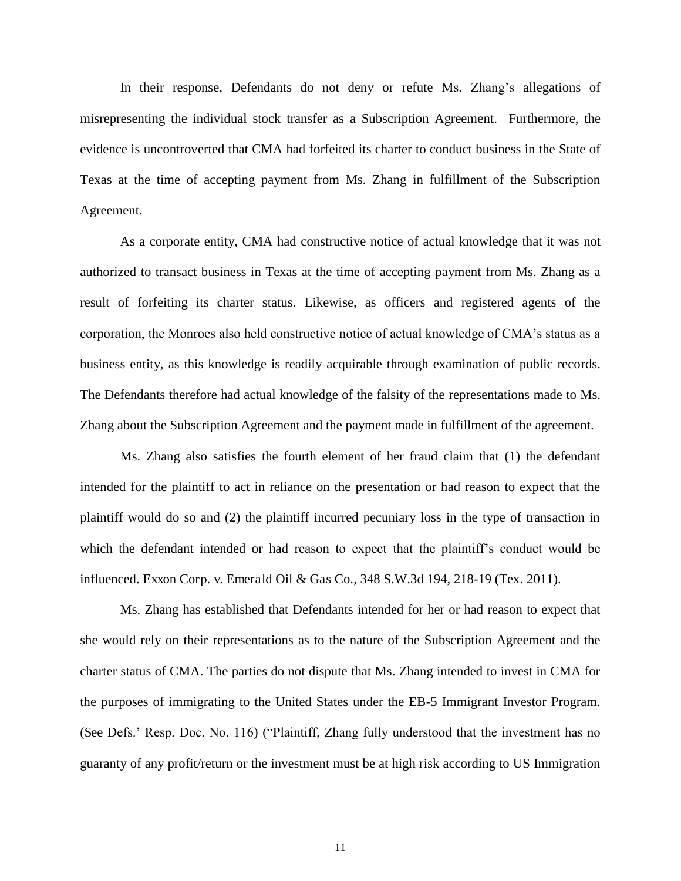In their response, Defendants do not deny or refute Ms. Zhang's allegations of misrepresenting the individual stock transfer as a Subscription Agreement. Furthermore, the evidence is uncontroverted that CMA had forfeited its charter to conduct business in the State of Texas at the time of accepting payment from Ms. Zhang in fulfillment of the Subscription Agreement.

As a corporate entity, CMA had constructive notice of actual knowledge that it was not authorized to transact business in Texas at the time of accepting payment from Ms. Zhang as a result of forfeiting its charter status. Likewise, as officers and registered agents of the corporation, the Monroes also held constructive notice of actual knowledge of CMA's status as a business entity, as this knowledge is readily acquirable through examination of public records. The Defendants therefore had actual knowledge of the falsity of the representations made to Ms. Zhang about the Subscription Agreement and the payment made in fulfillment of the agreement.

Ms. Zhang also satisfies the fourth element of her fraud claim that (1) the defendant intended for the plaintiff to act in reliance on the presentation or had reason to expect that the plaintiff would do so and (2) the plaintiff incurred pecuniary loss in the type of transaction in which the defendant intended or had reason to expect that the plaintiff's conduct would be influenced. Exxon Corp. v. Emerald Oil & Gas Co., 348 S.W.3d 194, 218-19 (Tex. 2011).

Ms. Zhang has established that Defendants intended for her or had reason to expect that she would rely on their representations as to the nature of the Subscription Agreement and the charter status of CMA. The parties do not dispute that Ms. Zhang intended to invest in CMA for the purposes of immigrating to the United States under the EB-5 Immigrant Investor Program. (See Defs.' Resp. Doc. No. 116) ("Plaintiff, Zhang fully understood that the investment has no guaranty of any profit/return or the investment must be at high risk according to US Immigration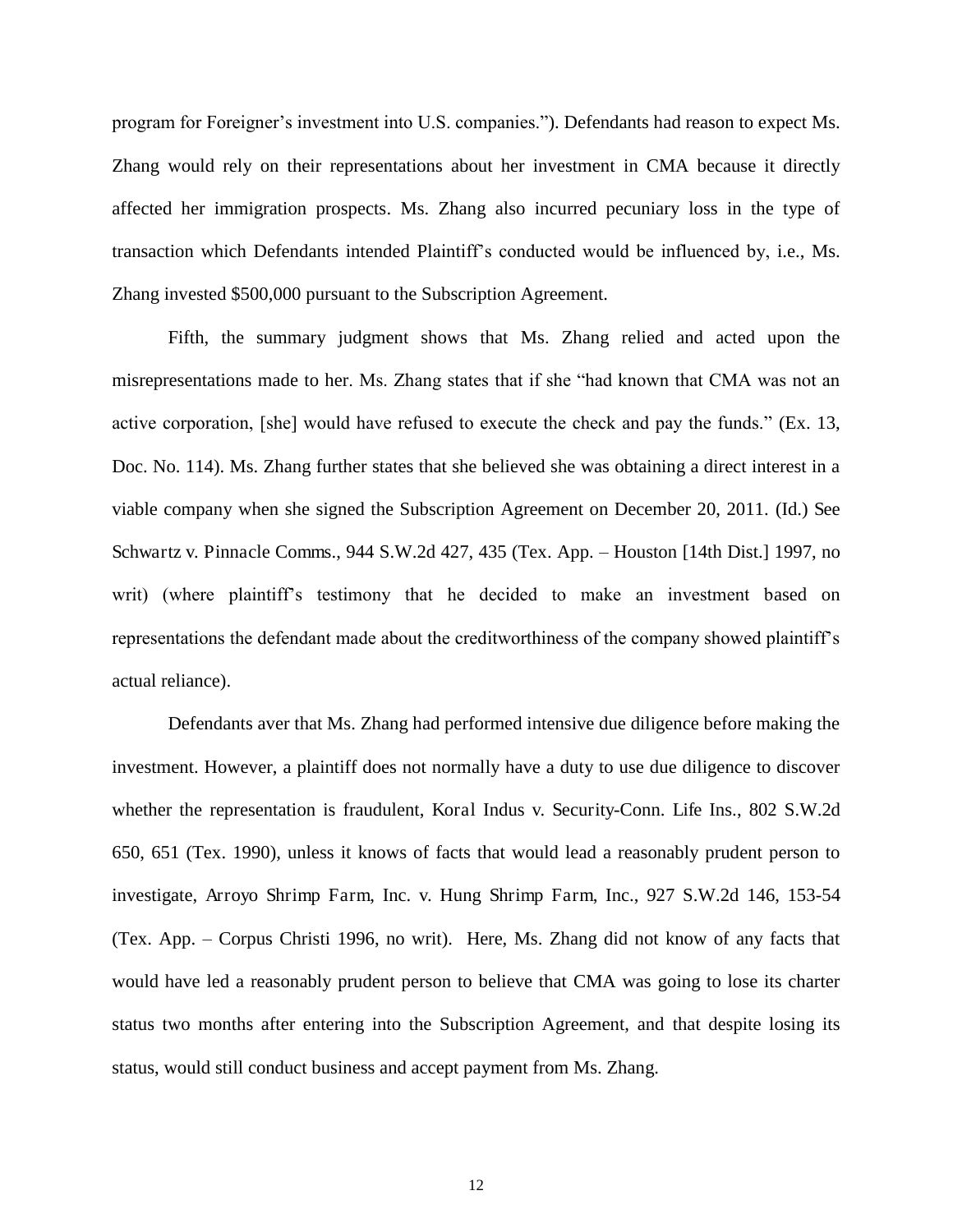program for Foreigner's investment into U.S. companies."). Defendants had reason to expect Ms. Zhang would rely on their representations about her investment in CMA because it directly affected her immigration prospects. Ms. Zhang also incurred pecuniary loss in the type of transaction which Defendants intended Plaintiff's conducted would be influenced by, i.e., Ms. Zhang invested $500,000 pursuant to the Subscription Agreement.

Fifth, the summary judgment shows that Ms. Zhang relied and acted upon the misrepresentations made to her. Ms. Zhang states that if she "had known that CMA was not an active corporation, [she] would have refused to execute the check and pay the funds." (Ex. 13, Doc. No. 114). Ms. Zhang further states that she believed she was obtaining a direct interest in a viable company when she signed the Subscription Agreement on December 20, 2011. (Id.) See Schwartz v. Pinnacle Comms., 944 S.W.2d 427, 435 (Tex. App. – Houston [14th Dist.] 1997, no writ) (where plaintiff's testimony that he decided to make an investment based on representations the defendant made about the creditworthiness of the company showed plaintiff's actual reliance).

Defendants aver that Ms. Zhang had performed intensive due diligence before making the investment. However, a plaintiff does not normally have a duty to use due diligence to discover whether the representation is fraudulent, Koral Indus v. Security-Conn. Life Ins., 802 S.W.2d 650, 651 (Tex. 1990), unless it knows of facts that would lead a reasonably prudent person to investigate, Arroyo Shrimp Farm, Inc. v. Hung Shrimp Farm, Inc., 927 S.W.2d 146, 153-54 (Tex. App. – Corpus Christi 1996, no writ). Here, Ms. Zhang did not know of any facts that would have led a reasonably prudent person to believe that CMA was going to lose its charter status two months after entering into the Subscription Agreement, and that despite losing its status, would still conduct business and accept payment from Ms. Zhang.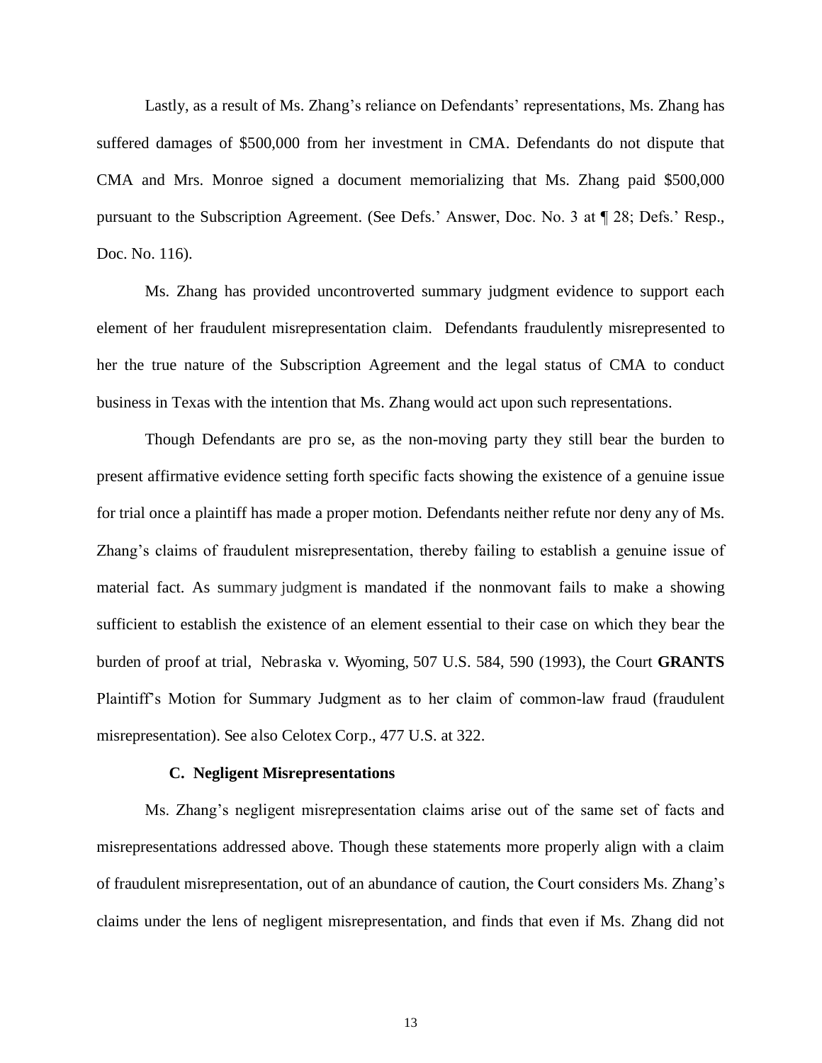Lastly, as a result of Ms. Zhang's reliance on Defendants' representations, Ms. Zhang has suffered damages of $500,000 from her investment in CMA. Defendants do not dispute that CMA and Mrs. Monroe signed a document memorializing that Ms. Zhang paid $500,000 pursuant to the Subscription Agreement. (See Defs.' Answer, Doc. No. 3 at ¶ 28; Defs.' Resp., Doc. No. 116).

Ms. Zhang has provided uncontroverted summary judgment evidence to support each element of her fraudulent misrepresentation claim. Defendants fraudulently misrepresented to her the true nature of the Subscription Agreement and the legal status of CMA to conduct business in Texas with the intention that Ms. Zhang would act upon such representations.

Though Defendants are pro se, as the non-moving party they still bear the burden to present affirmative evidence setting forth specific facts showing the existence of a genuine issue for trial once a plaintiff has made a proper motion. Defendants neither refute nor deny any of Ms. Zhang's claims of fraudulent misrepresentation, thereby failing to establish a genuine issue of material fact. As summary judgment is mandated if the nonmovant fails to make a showing sufficient to establish the existence of an element essential to their case on which they bear the burden of proof at trial, Nebraska v. Wyoming, 507 U.S. 584, 590 (1993), the Court **GRANTS** Plaintiff's Motion for Summary Judgment as to her claim of common-law fraud (fraudulent misrepresentation). See also Celotex Corp., 477 U.S. at 322.

### C. Negligent Misrepresentations

Ms. Zhang's negligent misrepresentation claims arise out of the same set of facts and misrepresentations addressed above. Though these statements more properly align with a claim of fraudulent misrepresentation, out of an abundance of caution, the Court considers Ms. Zhang's claims under the lens of negligent misrepresentation, and finds that even if Ms. Zhang did not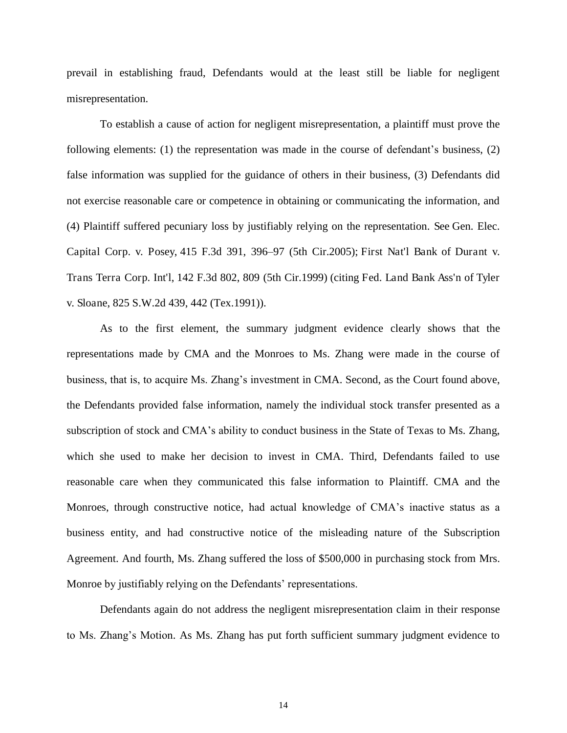prevail in establishing fraud, Defendants would at the least still be liable for negligent misrepresentation.

To establish a cause of action for negligent misrepresentation, a plaintiff must prove the following elements: (1) the representation was made in the course of defendant's business, (2) false information was supplied for the guidance of others in their business, (3) Defendants did not exercise reasonable care or competence in obtaining or communicating the information, and (4) Plaintiff suffered pecuniary loss by justifiably relying on the representation. See Gen. Elec. Capital Corp. v. Posey, 415 F.3d 391, 396–97 (5th Cir.2005); First Nat'l Bank of Durant v. Trans Terra Corp. Int'l, 142 F.3d 802, 809 (5th Cir.1999) (citing Fed. Land Bank Ass'n of Tyler v. Sloane, 825 S.W.2d 439, 442 (Tex.1991)).

As to the first element, the summary judgment evidence clearly shows that the representations made by CMA and the Monroes to Ms. Zhang were made in the course of business, that is, to acquire Ms. Zhang's investment in CMA. Second, as the Court found above, the Defendants provided false information, namely the individual stock transfer presented as a subscription of stock and CMA's ability to conduct business in the State of Texas to Ms. Zhang, which she used to make her decision to invest in CMA. Third, Defendants failed to use reasonable care when they communicated this false information to Plaintiff. CMA and the Monroes, through constructive notice, had actual knowledge of CMA's inactive status as a business entity, and had constructive notice of the misleading nature of the Subscription Agreement. And fourth, Ms. Zhang suffered the loss of $500,000 in purchasing stock from Mrs. Monroe by justifiably relying on the Defendants' representations.

Defendants again do not address the negligent misrepresentation claim in their response to Ms. Zhang's Motion. As Ms. Zhang has put forth sufficient summary judgment evidence to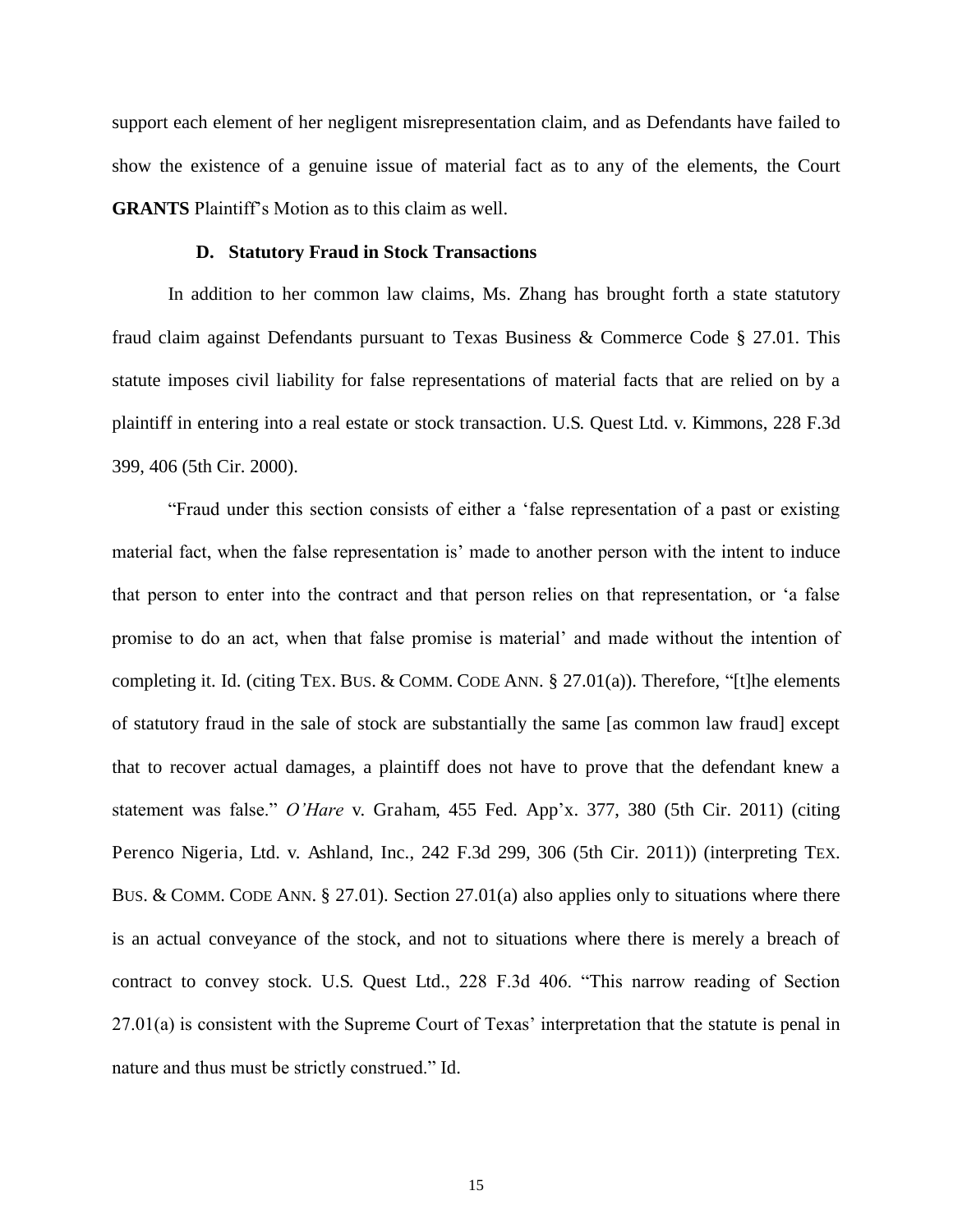support each element of her negligent misrepresentation claim, and as Defendants have failed to show the existence of a genuine issue of material fact as to any of the elements, the Court **GRANTS** Plaintiff's Motion as to this claim as well.

### D. Statutory Fraud in Stock Transactions

In addition to her common law claims, Ms. Zhang has brought forth a state statutory fraud claim against Defendants pursuant to Texas Business & Commerce Code § 27.01. This statute imposes civil liability for false representations of material facts that are relied on by a plaintiff in entering into a real estate or stock transaction. U.S. Quest Ltd. v. Kimmons, 228 F.3d 399, 406 (5th Cir. 2000).

"Fraud under this section consists of either a 'false representation of a past or existing material fact, when the false representation is' made to another person with the intent to induce that person to enter into the contract and that person relies on that representation, or 'a false promise to do an act, when that false promise is material' and made without the intention of completing it. Id. (citing TEX. BUS. & COMM. CODE ANN. § 27.01(a)). Therefore, "[t]he elements of statutory fraud in the sale of stock are substantially the same [as common law fraud] except that to recover actual damages, a plaintiff does not have to prove that the defendant knew a statement was false." *O'Hare* v. Graham, 455 Fed. App'x. 377, 380 (5th Cir. 2011) (citing Perenco Nigeria, Ltd. v. Ashland, Inc., 242 F.3d 299, 306 (5th Cir. 2011)) (interpreting TEX. BUS. & COMM. CODE ANN. § 27.01). Section 27.01(a) also applies only to situations where there is an actual conveyance of the stock, and not to situations where there is merely a breach of contract to convey stock. U.S. Quest Ltd., 228 F.3d 406. "This narrow reading of Section 27.01(a) is consistent with the Supreme Court of Texas' interpretation that the statute is penal in nature and thus must be strictly construed." Id.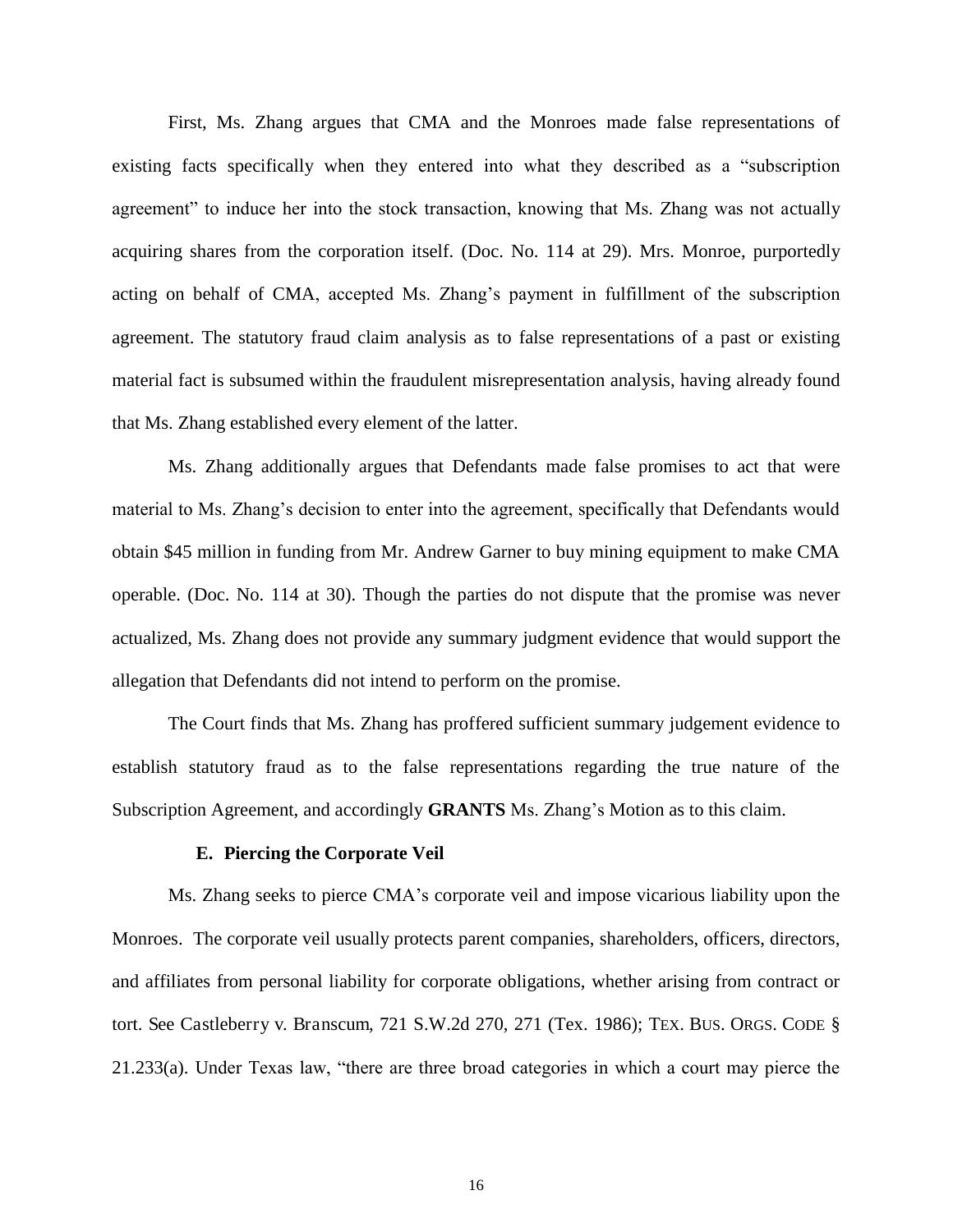First, Ms. Zhang argues that CMA and the Monroes made false representations of existing facts specifically when they entered into what they described as a "subscription agreement" to induce her into the stock transaction, knowing that Ms. Zhang was not actually acquiring shares from the corporation itself. (Doc. No. 114 at 29). Mrs. Monroe, purportedly acting on behalf of CMA, accepted Ms. Zhang's payment in fulfillment of the subscription agreement. The statutory fraud claim analysis as to false representations of a past or existing material fact is subsumed within the fraudulent misrepresentation analysis, having already found that Ms. Zhang established every element of the latter.

Ms. Zhang additionally argues that Defendants made false promises to act that were material to Ms. Zhang's decision to enter into the agreement, specifically that Defendants would obtain $45 million in funding from Mr. Andrew Garner to buy mining equipment to make CMA operable. (Doc. No. 114 at 30). Though the parties do not dispute that the promise was never actualized, Ms. Zhang does not provide any summary judgment evidence that would support the allegation that Defendants did not intend to perform on the promise.

The Court finds that Ms. Zhang has proffered sufficient summary judgement evidence to establish statutory fraud as to the false representations regarding the true nature of the Subscription Agreement, and accordingly **GRANTS** Ms. Zhang's Motion as to this claim.

### E. Piercing the Corporate Veil

Ms. Zhang seeks to pierce CMA's corporate veil and impose vicarious liability upon the Monroes. The corporate veil usually protects parent companies, shareholders, officers, directors, and affiliates from personal liability for corporate obligations, whether arising from contract or tort. See Castleberry v. Branscum, 721 S.W.2d 270, 271 (Tex. 1986); TEX. BUS. ORGS. CODE § 21.233(a). Under Texas law, "there are three broad categories in which a court may pierce the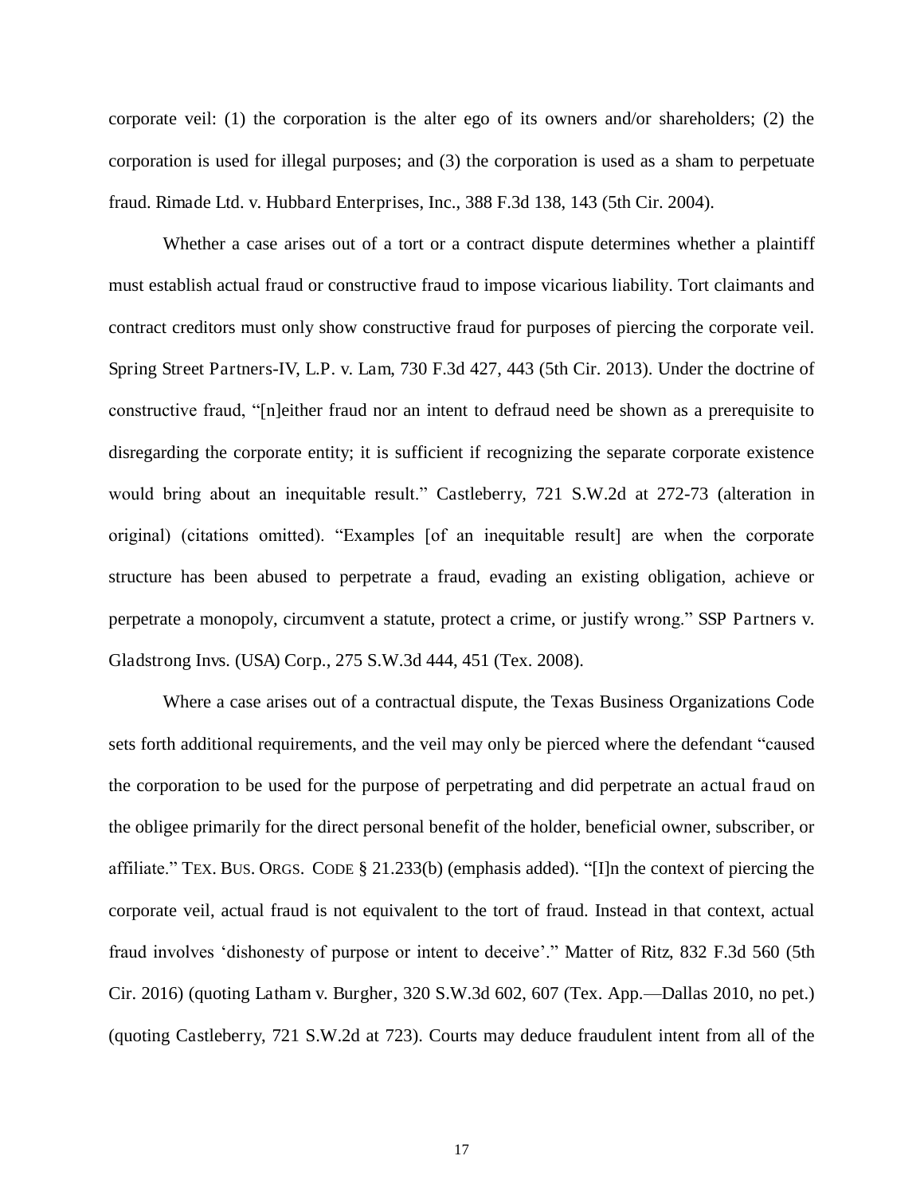corporate veil: (1) the corporation is the alter ego of its owners and/or shareholders; (2) the corporation is used for illegal purposes; and (3) the corporation is used as a sham to perpetuate fraud. Rimade Ltd. v. Hubbard Enterprises, Inc., 388 F.3d 138, 143 (5th Cir. 2004).

Whether a case arises out of a tort or a contract dispute determines whether a plaintiff must establish actual fraud or constructive fraud to impose vicarious liability. Tort claimants and contract creditors must only show constructive fraud for purposes of piercing the corporate veil. Spring Street Partners-IV, L.P. v. Lam, 730 F.3d 427, 443 (5th Cir. 2013). Under the doctrine of constructive fraud, "[n]either fraud nor an intent to defraud need be shown as a prerequisite to disregarding the corporate entity; it is sufficient if recognizing the separate corporate existence would bring about an inequitable result." Castleberry, 721 S.W.2d at 272-73 (alteration in original) (citations omitted). "Examples [of an inequitable result] are when the corporate structure has been abused to perpetrate a fraud, evading an existing obligation, achieve or perpetrate a monopoly, circumvent a statute, protect a crime, or justify wrong." SSP Partners v. Gladstrong Invs. (USA) Corp., 275 S.W.3d 444, 451 (Tex. 2008).

Where a case arises out of a contractual dispute, the Texas Business Organizations Code sets forth additional requirements, and the veil may only be pierced where the defendant "caused the corporation to be used for the purpose of perpetrating and did perpetrate an actual fraud on the obligee primarily for the direct personal benefit of the holder, beneficial owner, subscriber, or affiliate." TEX. BUS. ORGS. CODE § 21.233(b) (emphasis added). "[I]n the context of piercing the corporate veil, actual fraud is not equivalent to the tort of fraud. Instead in that context, actual fraud involves 'dishonesty of purpose or intent to deceive'." Matter of Ritz, 832 F.3d 560 (5th Cir. 2016) (quoting Latham v. Burgher, 320 S.W.3d 602, 607 (Tex. App.—Dallas 2010, no pet.) (quoting Castleberry, 721 S.W.2d at 723). Courts may deduce fraudulent intent from all of the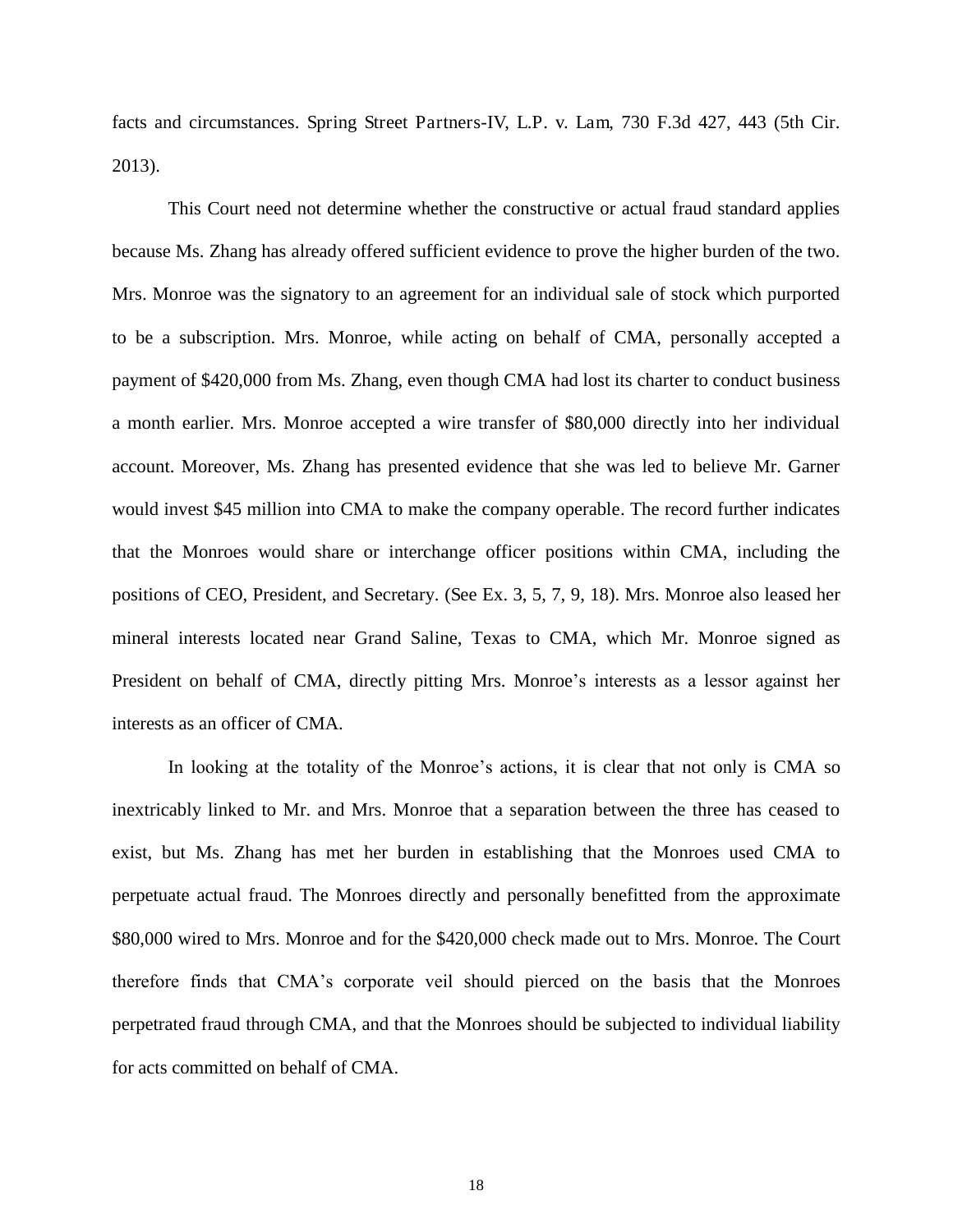facts and circumstances. Spring Street Partners-IV, L.P. v. Lam, 730 F.3d 427, 443 (5th Cir. 2013).

This Court need not determine whether the constructive or actual fraud standard applies because Ms. Zhang has already offered sufficient evidence to prove the higher burden of the two. Mrs. Monroe was the signatory to an agreement for an individual sale of stock which purported to be a subscription. Mrs. Monroe, while acting on behalf of CMA, personally accepted a payment of $420,000 from Ms. Zhang, even though CMA had lost its charter to conduct business a month earlier. Mrs. Monroe accepted a wire transfer of $80,000 directly into her individual account. Moreover, Ms. Zhang has presented evidence that she was led to believe Mr. Garner would invest $45 million into CMA to make the company operable. The record further indicates that the Monroes would share or interchange officer positions within CMA, including the positions of CEO, President, and Secretary. (See Ex. 3, 5, 7, 9, 18). Mrs. Monroe also leased her mineral interests located near Grand Saline, Texas to CMA, which Mr. Monroe signed as President on behalf of CMA, directly pitting Mrs. Monroe's interests as a lessor against her interests as an officer of CMA.

In looking at the totality of the Monroe's actions, it is clear that not only is CMA so inextricably linked to Mr. and Mrs. Monroe that a separation between the three has ceased to exist, but Ms. Zhang has met her burden in establishing that the Monroes used CMA to perpetuate actual fraud. The Monroes directly and personally benefitted from the approximate $80,000 wired to Mrs. Monroe and for the $420,000 check made out to Mrs. Monroe. The Court therefore finds that CMA's corporate veil should pierced on the basis that the Monroes perpetrated fraud through CMA, and that the Monroes should be subjected to individual liability for acts committed on behalf of CMA.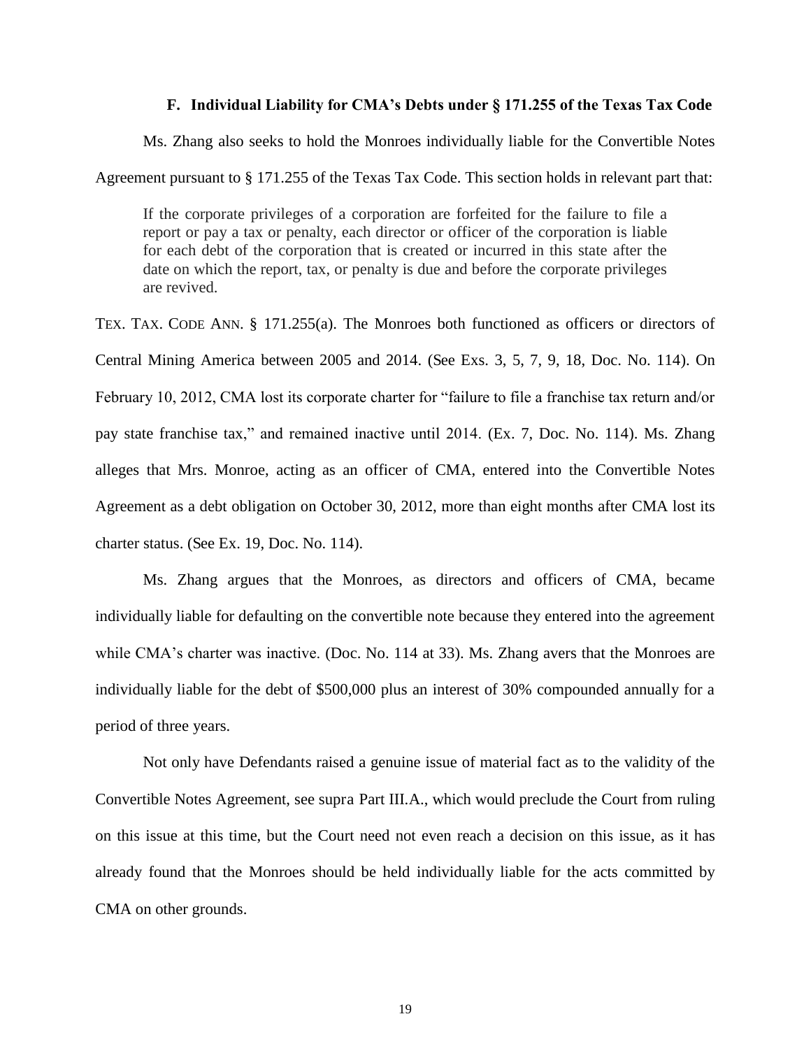### F. Individual Liability for CMA's Debts under § 171.255 of the Texas Tax Code

Ms. Zhang also seeks to hold the Monroes individually liable for the Convertible Notes Agreement pursuant to § 171.255 of the Texas Tax Code. This section holds in relevant part that:

> If the corporate privileges of a corporation are forfeited for the failure to file a report or pay a tax or penalty, each director or officer of the corporation is liable for each debt of the corporation that is created or incurred in this state after the date on which the report, tax, or penalty is due and before the corporate privileges are revived.

TEX. TAX. CODE ANN. § 171.255(a). The Monroes both functioned as officers or directors of Central Mining America between 2005 and 2014. (See Exs. 3, 5, 7, 9, 18, Doc. No. 114). On February 10, 2012, CMA lost its corporate charter for "failure to file a franchise tax return and/or pay state franchise tax," and remained inactive until 2014. (Ex. 7, Doc. No. 114). Ms. Zhang alleges that Mrs. Monroe, acting as an officer of CMA, entered into the Convertible Notes Agreement as a debt obligation on October 30, 2012, more than eight months after CMA lost its charter status. (See Ex. 19, Doc. No. 114).

Ms. Zhang argues that the Monroes, as directors and officers of CMA, became individually liable for defaulting on the convertible note because they entered into the agreement while CMA's charter was inactive. (Doc. No. 114 at 33). Ms. Zhang avers that the Monroes are individually liable for the debt of \$500,000 plus an interest of 30% compounded annually for a period of three years.

Not only have Defendants raised a genuine issue of material fact as to the validity of the Convertible Notes Agreement, see supra Part III.A., which would preclude the Court from ruling on this issue at this time, but the Court need not even reach a decision on this issue, as it has already found that the Monroes should be held individually liable for the acts committed by CMA on other grounds.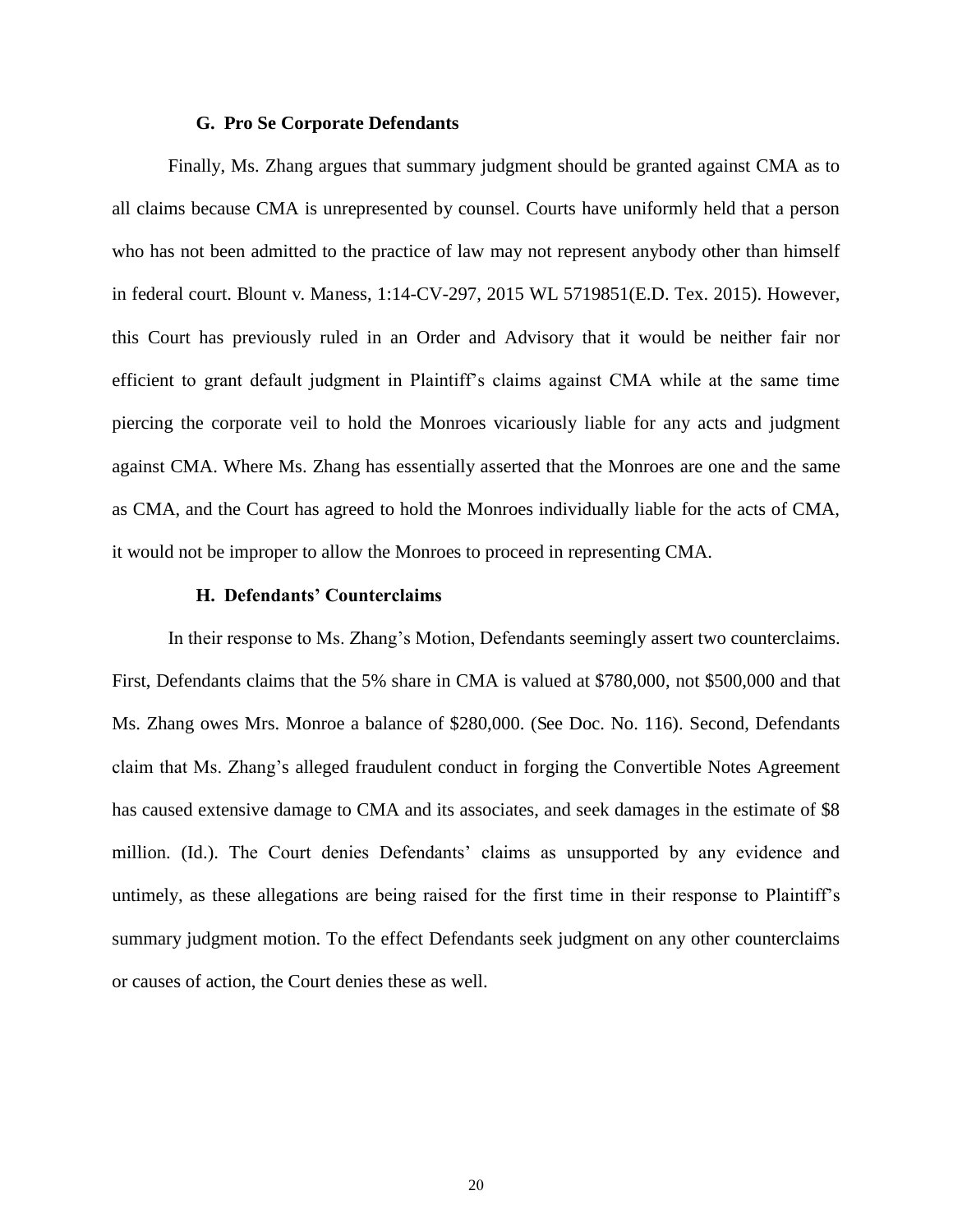### G. Pro Se Corporate Defendants

Finally, Ms. Zhang argues that summary judgment should be granted against CMA as to all claims because CMA is unrepresented by counsel. Courts have uniformly held that a person who has not been admitted to the practice of law may not represent anybody other than himself in federal court. Blount v. Maness, 1:14-CV-297, 2015 WL 5719851(E.D. Tex. 2015). However, this Court has previously ruled in an Order and Advisory that it would be neither fair nor efficient to grant default judgment in Plaintiff's claims against CMA while at the same time piercing the corporate veil to hold the Monroes vicariously liable for any acts and judgment against CMA. Where Ms. Zhang has essentially asserted that the Monroes are one and the same as CMA, and the Court has agreed to hold the Monroes individually liable for the acts of CMA, it would not be improper to allow the Monroes to proceed in representing CMA.

### H. Defendants' Counterclaims

In their response to Ms. Zhang's Motion, Defendants seemingly assert two counterclaims. First, Defendants claims that the 5% share in CMA is valued at $780,000, not $500,000 and that Ms. Zhang owes Mrs. Monroe a balance of $280,000. (See Doc. No. 116). Second, Defendants claim that Ms. Zhang's alleged fraudulent conduct in forging the Convertible Notes Agreement has caused extensive damage to CMA and its associates, and seek damages in the estimate of $8 million. (Id.). The Court denies Defendants' claims as unsupported by any evidence and untimely, as these allegations are being raised for the first time in their response to Plaintiff's summary judgment motion. To the effect Defendants seek judgment on any other counterclaims or causes of action, the Court denies these as well.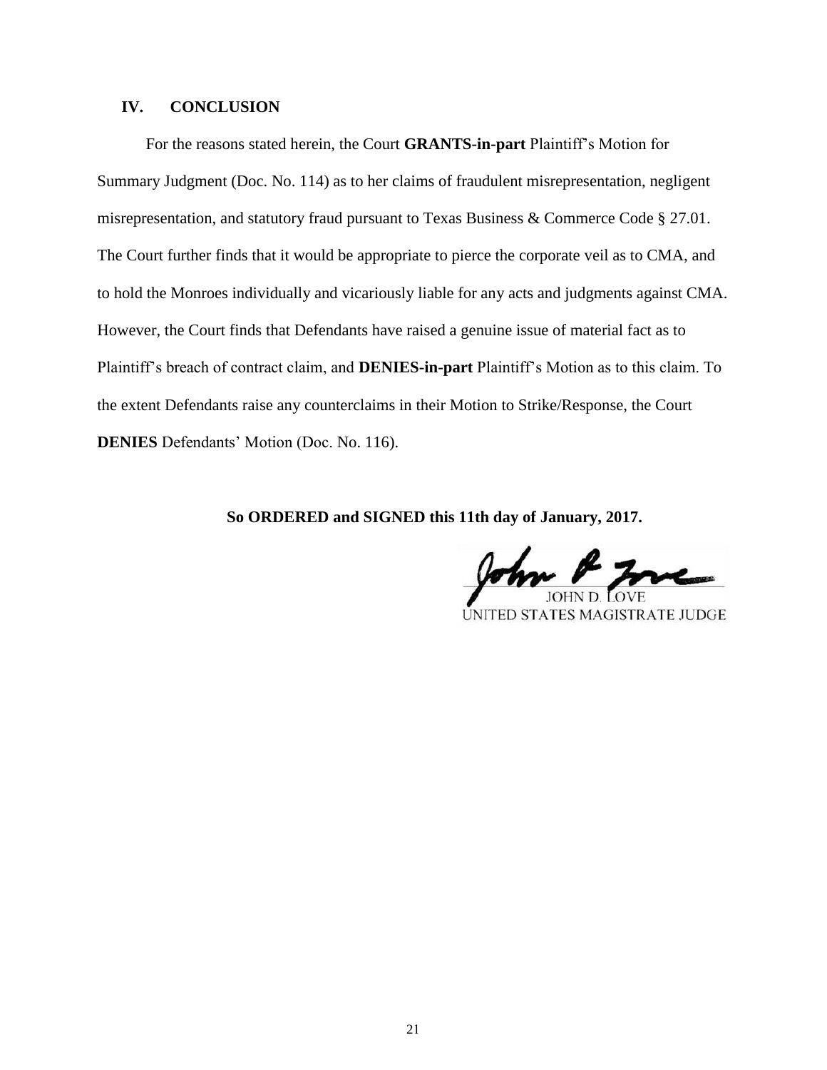## IV. CONCLUSION

For the reasons stated herein, the Court **GRANTS-in-part** Plaintiff's Motion for Summary Judgment (Doc. No. 114) as to her claims of fraudulent misrepresentation, negligent misrepresentation, and statutory fraud pursuant to Texas Business & Commerce Code § 27.01. The Court further finds that it would be appropriate to pierce the corporate veil as to CMA, and to hold the Monroes individually and vicariously liable for any acts and judgments against CMA. However, the Court finds that Defendants have raised a genuine issue of material fact as to Plaintiff's breach of contract claim, and **DENIES-in-part** Plaintiff's Motion as to this claim. To the extent Defendants raise any counterclaims in their Motion to Strike/Response, the Court **DENIES** Defendants' Motion (Doc. No. 116).

**So ORDERED and SIGNED this 11th day of January, 2017.**

JOHN D. LOVE
UNITED STATES MAGISTRATE JUDGE